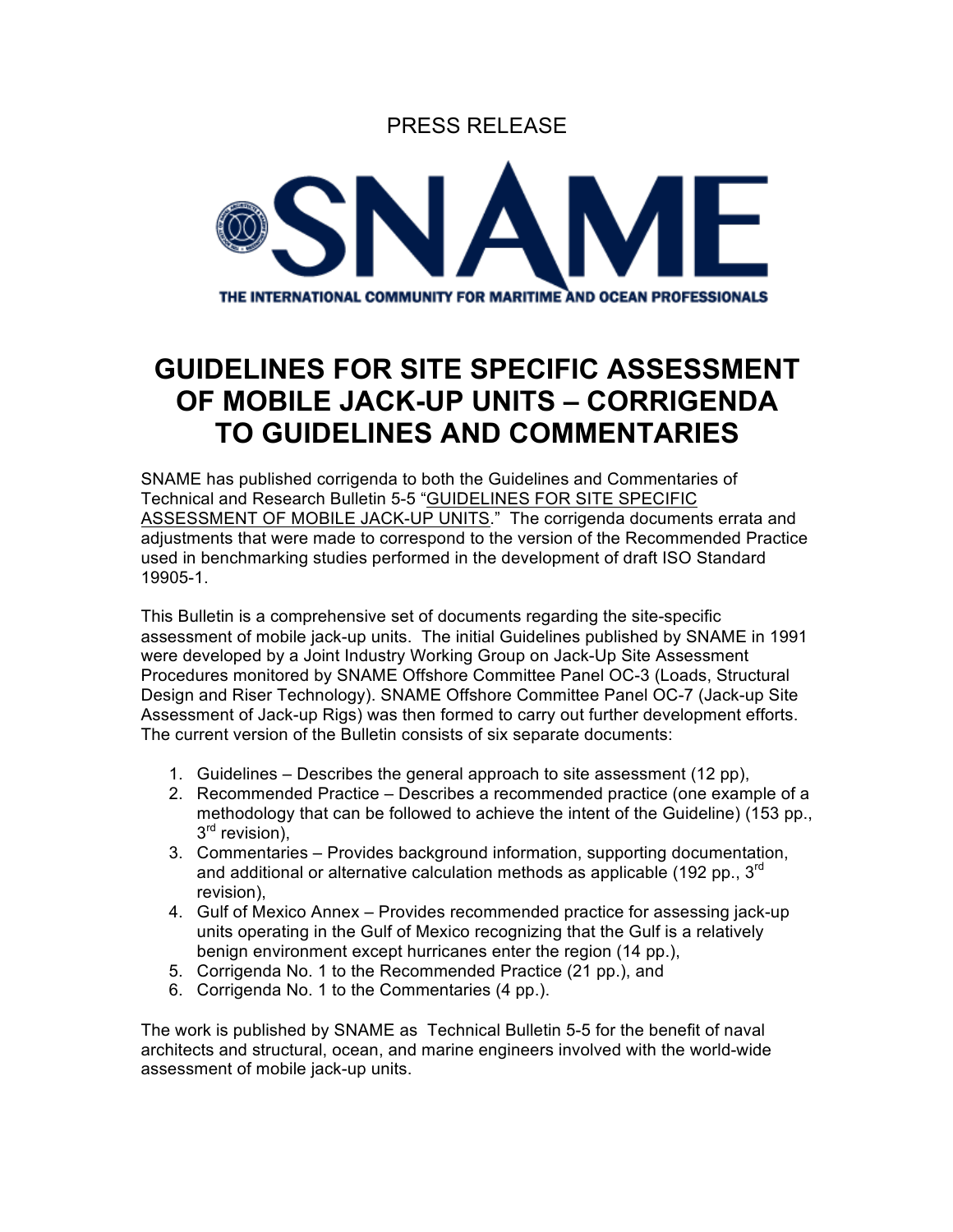PRESS RELEASE

SNAME

THE INTERNATIONAL COMMUNITY FOR MARITIME AND OCEAN PROFESSIONALS

# GUIDELINES FOR SITE SPECIFIC ASSESSMENT OF MOBILE JACK-UP UNITS – CORRIGENDA TO GUIDELINES AND COMMENTARIES

SNAME has published corrigenda to both the Guidelines and Commentaries of Technical and Research Bulletin 5-5 "GUIDELINES FOR SITE SPECIFIC ASSESSMENT OF MOBILE JACK-UP UNITS." The corrigenda documents errata and adjustments that were made to correspond to the version of the Recommended Practice used in benchmarking studies performed in the development of draft ISO Standard 19905-1.

This Bulletin is a comprehensive set of documents regarding the site-specific assessment of mobile jack-up units. The initial Guidelines published by SNAME in 1991 were developed by a Joint Industry Working Group on Jack-Up Site Assessment Procedures monitored by SNAME Offshore Committee Panel OC-3 (Loads, Structural Design and Riser Technology). SNAME Offshore Committee Panel OC-7 (Jack-up Site Assessment of Jack-up Rigs) was then formed to carry out further development efforts. The current version of the Bulletin consists of six separate documents:

1. Guidelines – Describes the general approach to site assessment (12 pp),
2. Recommended Practice – Describes a recommended practice (one example of a methodology that can be followed to achieve the intent of the Guideline) (153 pp., 3rd revision),
3. Commentaries – Provides background information, supporting documentation, and additional or alternative calculation methods as applicable (192 pp., 3rd revision),
4. Gulf of Mexico Annex – Provides recommended practice for assessing jack-up units operating in the Gulf of Mexico recognizing that the Gulf is a relatively benign environment except hurricanes enter the region (14 pp.),
5. Corrigenda No. 1 to the Recommended Practice (21 pp.), and
6. Corrigenda No. 1 to the Commentaries (4 pp.).

The work is published by SNAME as Technical Bulletin 5-5 for the benefit of naval architects and structural, ocean, and marine engineers involved with the world-wide assessment of mobile jack-up units.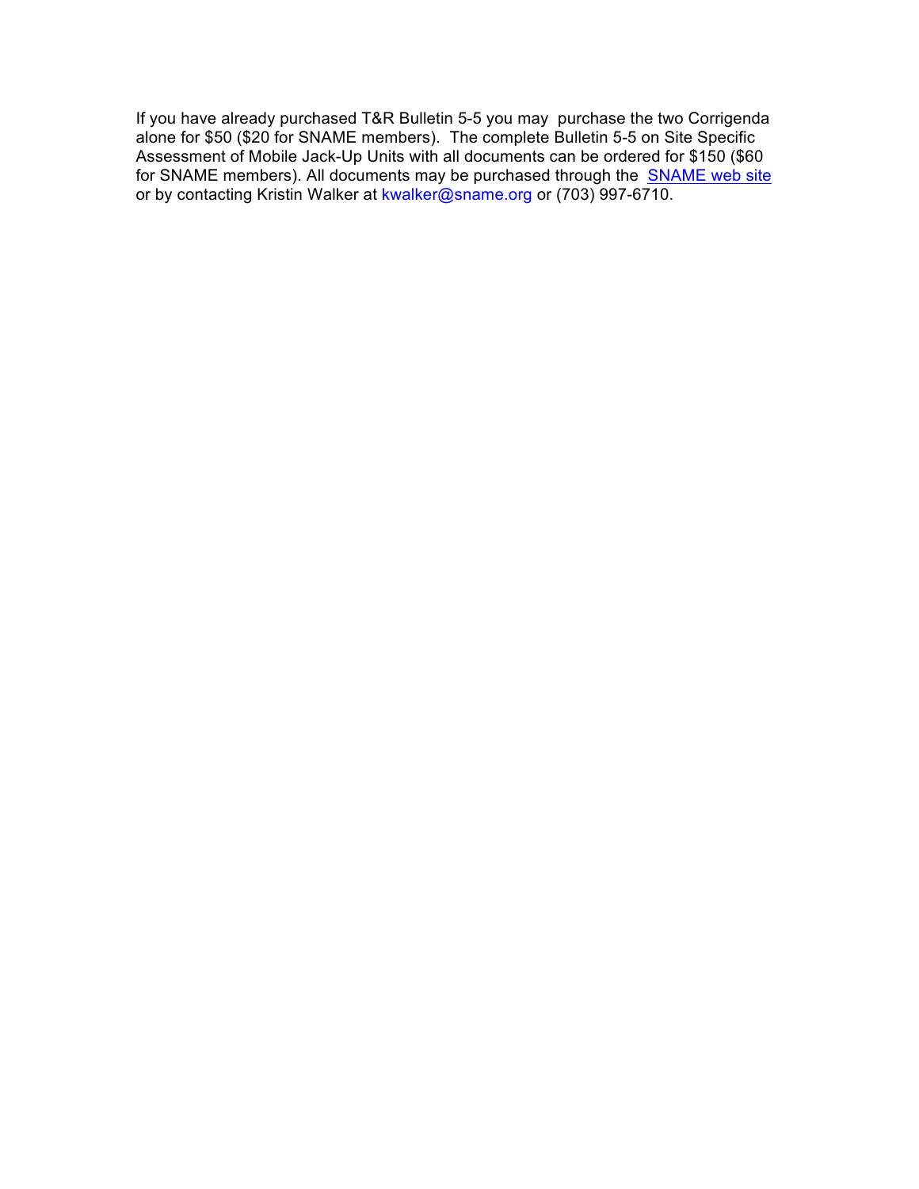If you have already purchased T&R Bulletin 5-5 you may purchase the two Corrigenda alone for $50 ($20 for SNAME members). The complete Bulletin 5-5 on Site Specific Assessment of Mobile Jack-Up Units with all documents can be ordered for $150 ($60 for SNAME members). All documents may be purchased through the SNAME web site or by contacting Kristin Walker at kwalker@sname.org or (703) 997-6710.